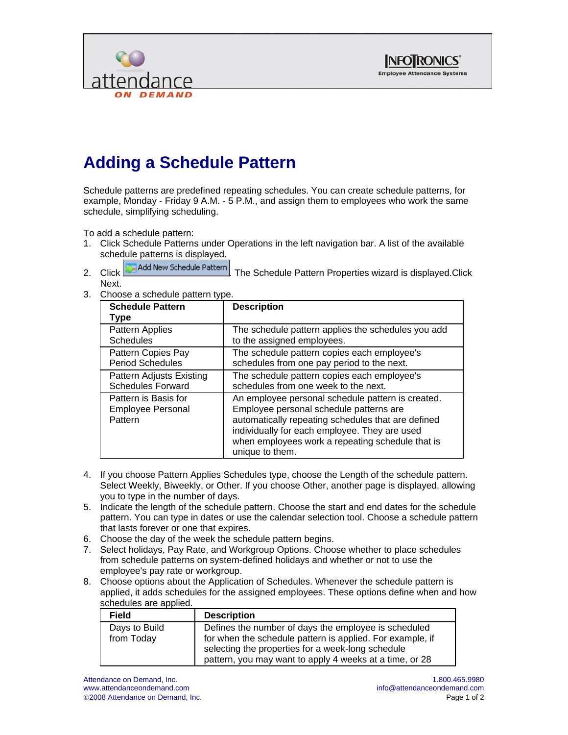# Adding a Schedule Pattern

Schedule patterns are predefined repeating schedules. You can create schedule patterns, for example, Monday - Friday 9 A.M. - 5 P.M., and assign them to employees who work the same schedule, simplifying scheduling.

To add a schedule pattern:

1. Click Schedule Patterns under Operations in the left navigation bar. A list of the available schedule patterns is displayed.
2. Click Add New Schedule Pattern. The Schedule Pattern Properties wizard is displayed.Click Next.
3. Choose a schedule pattern type.

| Schedule Pattern Type | Description |
|---|---|
| Pattern Applies Schedules | The schedule pattern applies the schedules you add to the assigned employees. |
| Pattern Copies Pay Period Schedules | The schedule pattern copies each employee's schedules from one pay period to the next. |
| Pattern Adjusts Existing Schedules Forward | The schedule pattern copies each employee's schedules from one week to the next. |
| Pattern is Basis for Employee Personal Pattern | An employee personal schedule pattern is created. Employee personal schedule patterns are automatically repeating schedules that are defined individually for each employee. They are used when employees work a repeating schedule that is unique to them. |

4. If you choose Pattern Applies Schedules type, choose the Length of the schedule pattern. Select Weekly, Biweekly, or Other. If you choose Other, another page is displayed, allowing you to type in the number of days.
5. Indicate the length of the schedule pattern. Choose the start and end dates for the schedule pattern. You can type in dates or use the calendar selection tool. Choose a schedule pattern that lasts forever or one that expires.
6. Choose the day of the week the schedule pattern begins.
7. Select holidays, Pay Rate, and Workgroup Options. Choose whether to place schedules from schedule patterns on system-defined holidays and whether or not to use the employee's pay rate or workgroup.
8. Choose options about the Application of Schedules. Whenever the schedule pattern is applied, it adds schedules for the assigned employees. These options define when and how schedules are applied.

| Field | Description |
|---|---|
| Days to Build from Today | Defines the number of days the employee is scheduled for when the schedule pattern is applied. For example, if selecting the properties for a week-long schedule pattern, you may want to apply 4 weeks at a time, or 28 |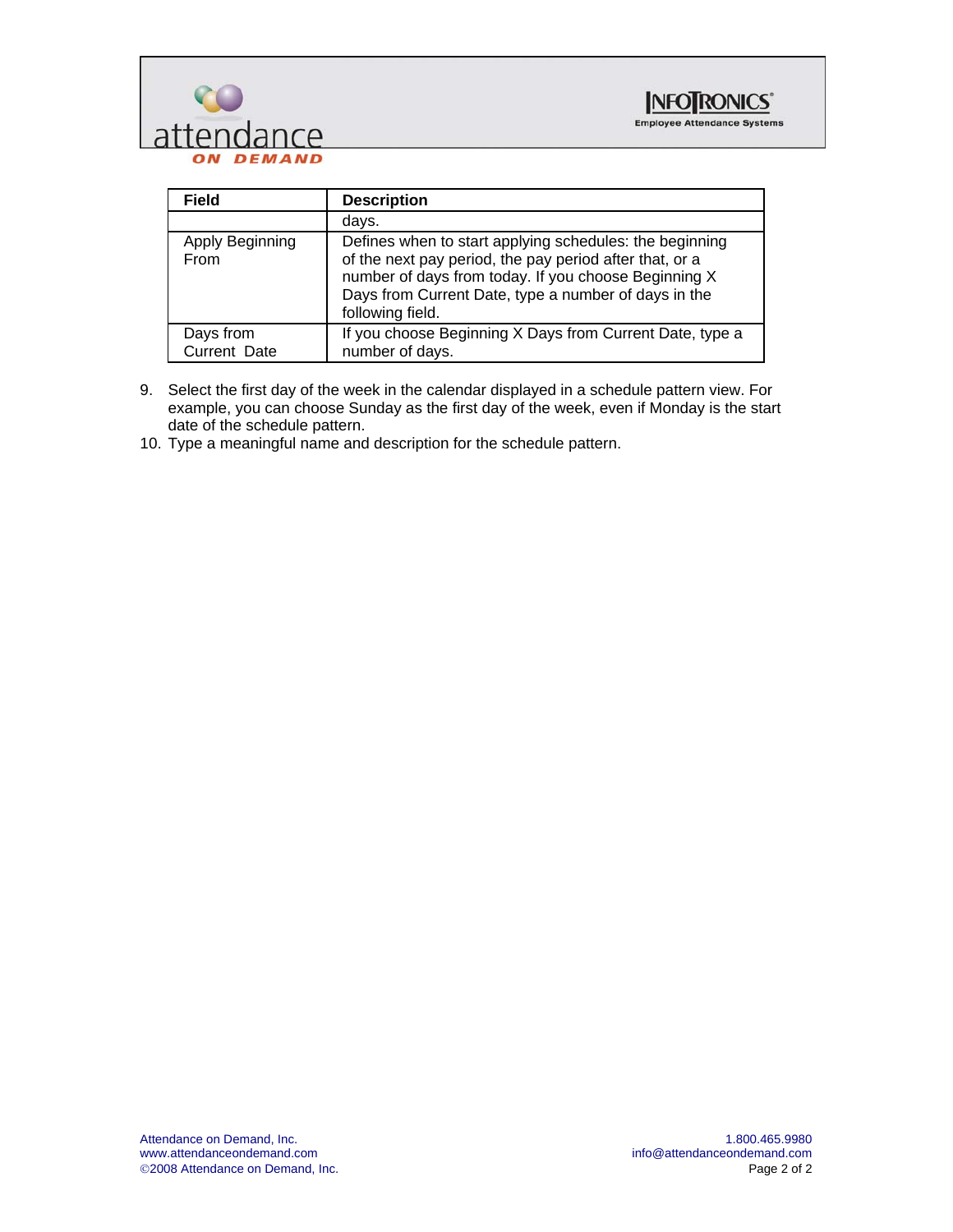| Field | Description |
|---|---|
| | days. |
| Apply Beginning From | Defines when to start applying schedules: the beginning of the next pay period, the pay period after that, or a number of days from today. If you choose Beginning X Days from Current Date, type a number of days in the following field. |
| Days from Current Date | If you choose Beginning X Days from Current Date, type a number of days. |

9. Select the first day of the week in the calendar displayed in a schedule pattern view. For example, you can choose Sunday as the first day of the week, even if Monday is the start date of the schedule pattern.
10. Type a meaningful name and description for the schedule pattern.